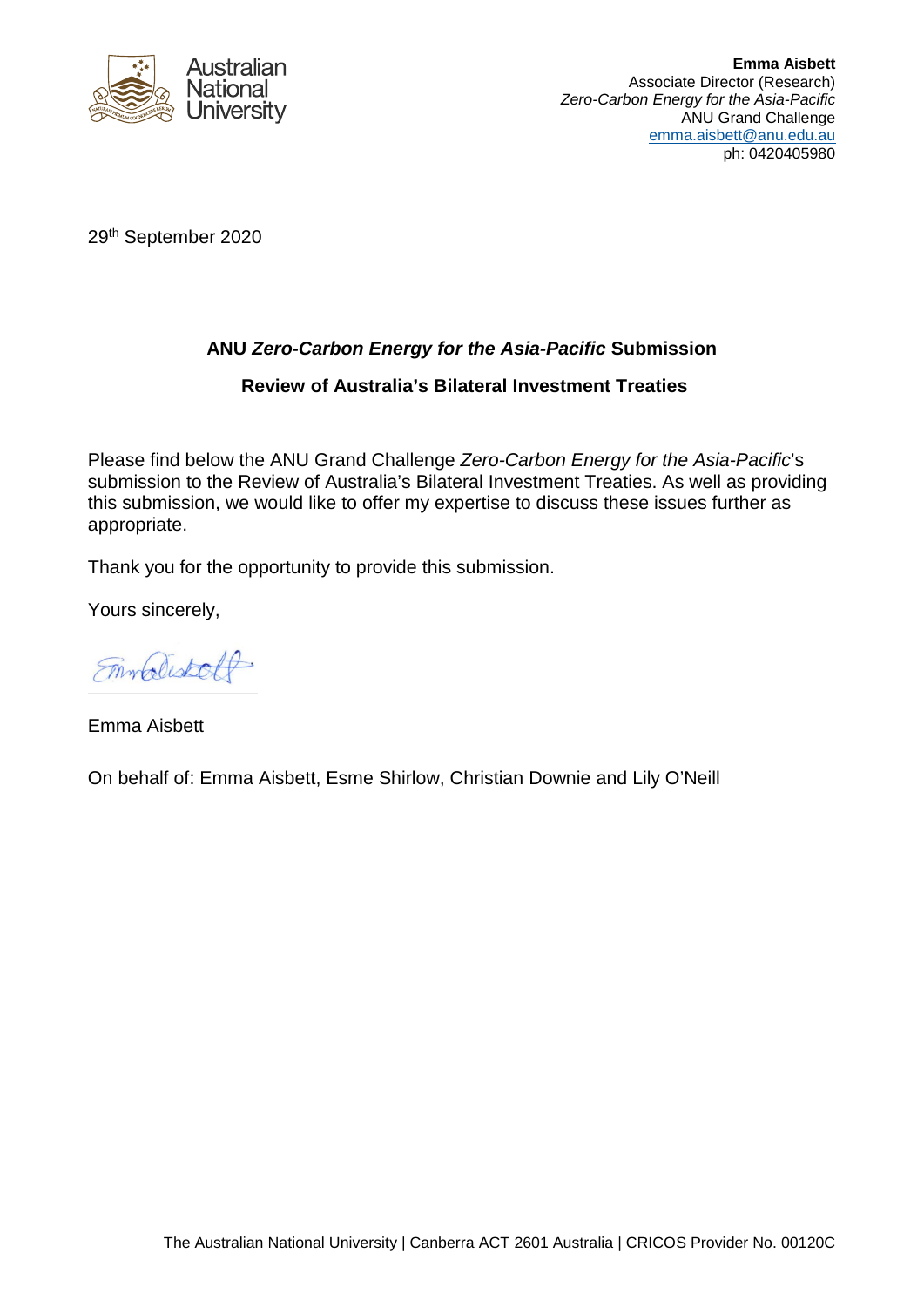**Emma Aisbett**
Associate Director (Research)
*Zero-Carbon Energy for the Asia-Pacific*
ANU Grand Challenge
emma.aisbett@anu.edu.au
ph: 0420405980

29th September 2020

**ANU *Zero-Carbon Energy for the Asia-Pacific* Submission**

**Review of Australia's Bilateral Investment Treaties**

Please find below the ANU Grand Challenge *Zero-Carbon Energy for the Asia-Pacific*'s submission to the Review of Australia's Bilateral Investment Treaties. As well as providing this submission, we would like to offer my expertise to discuss these issues further as appropriate.

Thank you for the opportunity to provide this submission.

Yours sincerely,

Emma Aisbett

On behalf of: Emma Aisbett, Esme Shirlow, Christian Downie and Lily O'Neill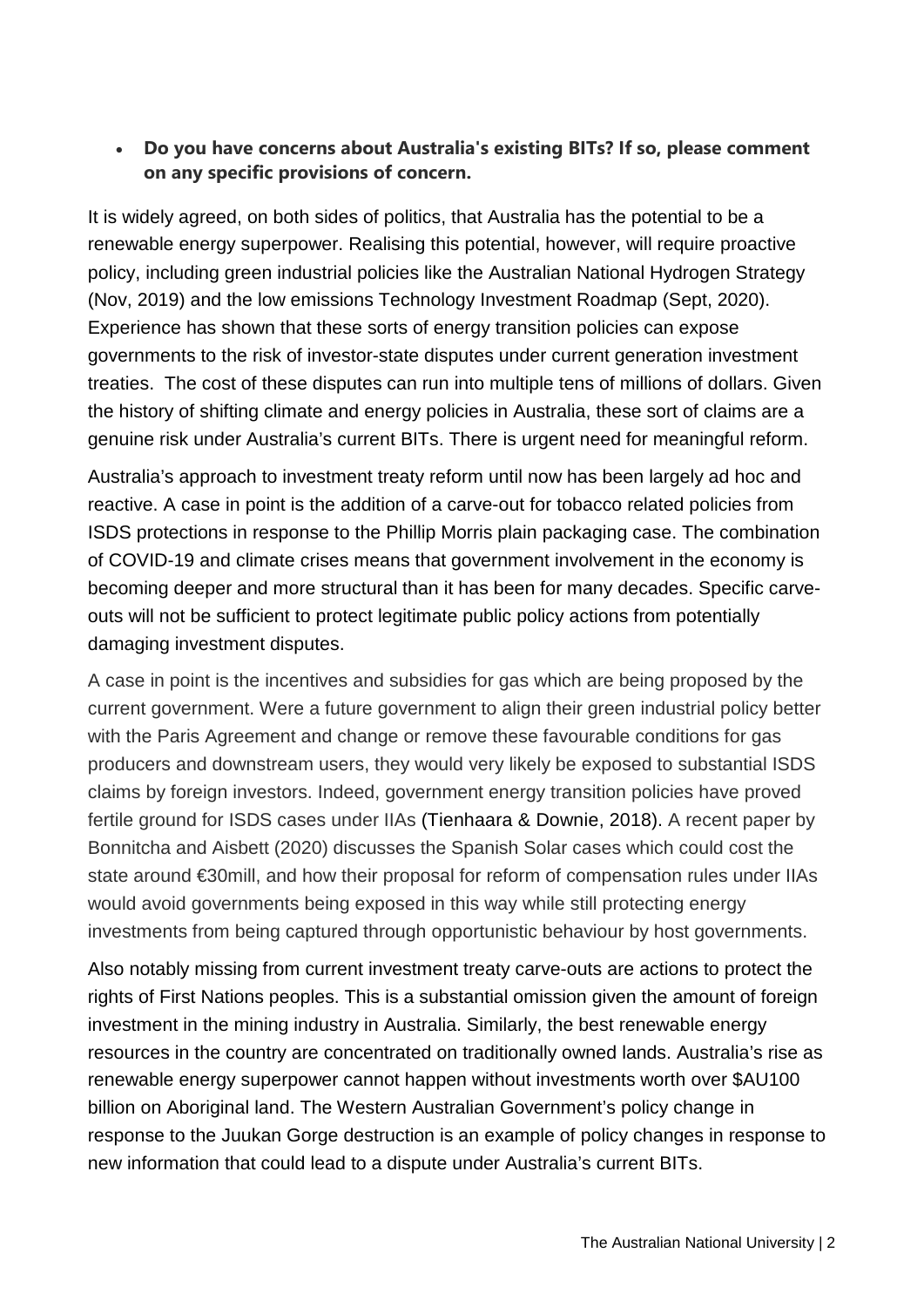- **Do you have concerns about Australia's existing BITs? If so, please comment on any specific provisions of concern.**

It is widely agreed, on both sides of politics, that Australia has the potential to be a renewable energy superpower. Realising this potential, however, will require proactive policy, including green industrial policies like the Australian National Hydrogen Strategy (Nov, 2019) and the low emissions Technology Investment Roadmap (Sept, 2020). Experience has shown that these sorts of energy transition policies can expose governments to the risk of investor-state disputes under current generation investment treaties. The cost of these disputes can run into multiple tens of millions of dollars. Given the history of shifting climate and energy policies in Australia, these sort of claims are a genuine risk under Australia's current BITs. There is urgent need for meaningful reform.

Australia's approach to investment treaty reform until now has been largely ad hoc and reactive. A case in point is the addition of a carve-out for tobacco related policies from ISDS protections in response to the Phillip Morris plain packaging case. The combination of COVID-19 and climate crises means that government involvement in the economy is becoming deeper and more structural than it has been for many decades. Specific carve-outs will not be sufficient to protect legitimate public policy actions from potentially damaging investment disputes.

A case in point is the incentives and subsidies for gas which are being proposed by the current government. Were a future government to align their green industrial policy better with the Paris Agreement and change or remove these favourable conditions for gas producers and downstream users, they would very likely be exposed to substantial ISDS claims by foreign investors. Indeed, government energy transition policies have proved fertile ground for ISDS cases under IIAs (Tienhaara & Downie, 2018). A recent paper by Bonnitcha and Aisbett (2020) discusses the Spanish Solar cases which could cost the state around €30mill, and how their proposal for reform of compensation rules under IIAs would avoid governments being exposed in this way while still protecting energy investments from being captured through opportunistic behaviour by host governments.

Also notably missing from current investment treaty carve-outs are actions to protect the rights of First Nations peoples. This is a substantial omission given the amount of foreign investment in the mining industry in Australia. Similarly, the best renewable energy resources in the country are concentrated on traditionally owned lands. Australia's rise as renewable energy superpower cannot happen without investments worth over $AU100 billion on Aboriginal land. The Western Australian Government's policy change in response to the Juukan Gorge destruction is an example of policy changes in response to new information that could lead to a dispute under Australia's current BITs.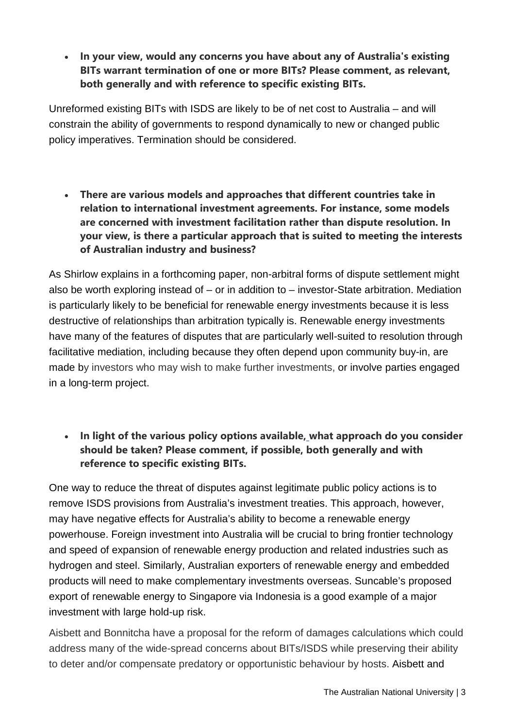- **In your view, would any concerns you have about any of Australia's existing BITs warrant termination of one or more BITs? Please comment, as relevant, both generally and with reference to specific existing BITs.**

Unreformed existing BITs with ISDS are likely to be of net cost to Australia – and will constrain the ability of governments to respond dynamically to new or changed public policy imperatives. Termination should be considered.

- **There are various models and approaches that different countries take in relation to international investment agreements. For instance, some models are concerned with investment facilitation rather than dispute resolution. In your view, is there a particular approach that is suited to meeting the interests of Australian industry and business?**

As Shirlow explains in a forthcoming paper, non-arbitral forms of dispute settlement might also be worth exploring instead of – or in addition to – investor-State arbitration. Mediation is particularly likely to be beneficial for renewable energy investments because it is less destructive of relationships than arbitration typically is. Renewable energy investments have many of the features of disputes that are particularly well-suited to resolution through facilitative mediation, including because they often depend upon community buy-in, are made by investors who may wish to make further investments, or involve parties engaged in a long-term project.

- **In light of the various policy options available, what approach do you consider should be taken? Please comment, if possible, both generally and with reference to specific existing BITs.**

One way to reduce the threat of disputes against legitimate public policy actions is to remove ISDS provisions from Australia's investment treaties. This approach, however, may have negative effects for Australia's ability to become a renewable energy powerhouse. Foreign investment into Australia will be crucial to bring frontier technology and speed of expansion of renewable energy production and related industries such as hydrogen and steel. Similarly, Australian exporters of renewable energy and embedded products will need to make complementary investments overseas. Suncable's proposed export of renewable energy to Singapore via Indonesia is a good example of a major investment with large hold-up risk.

Aisbett and Bonnitcha have a proposal for the reform of damages calculations which could address many of the wide-spread concerns about BITs/ISDS while preserving their ability to deter and/or compensate predatory or opportunistic behaviour by hosts. Aisbett and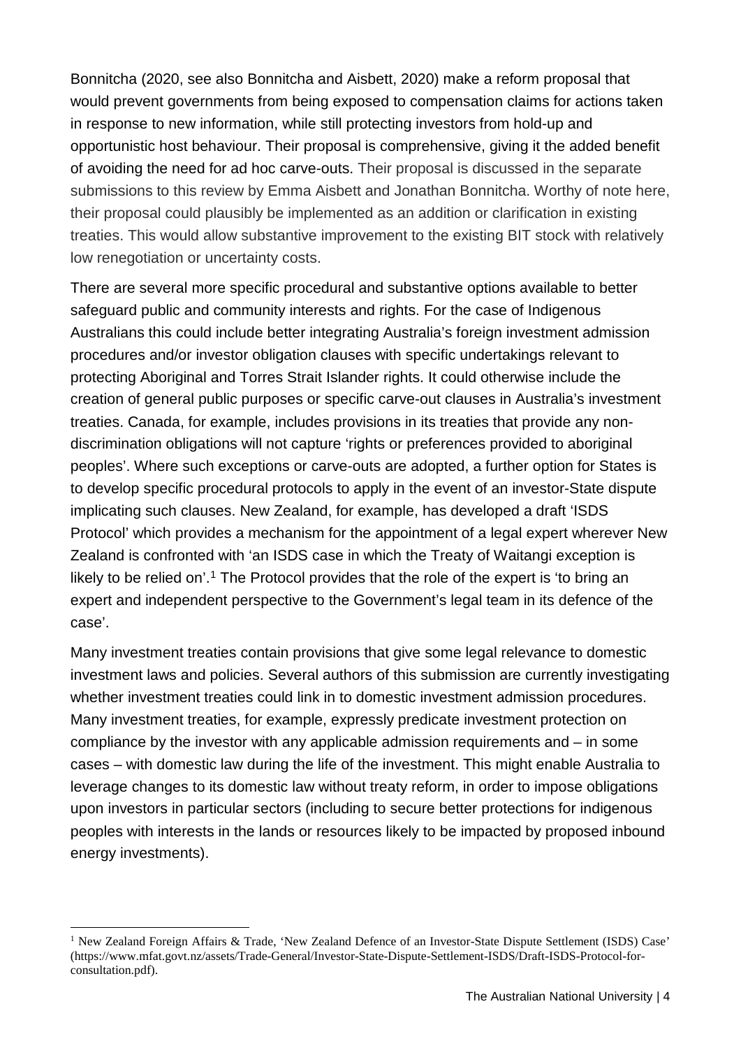Bonnitcha (2020, see also Bonnitcha and Aisbett, 2020) make a reform proposal that would prevent governments from being exposed to compensation claims for actions taken in response to new information, while still protecting investors from hold-up and opportunistic host behaviour. Their proposal is comprehensive, giving it the added benefit of avoiding the need for ad hoc carve-outs. Their proposal is discussed in the separate submissions to this review by Emma Aisbett and Jonathan Bonnitcha. Worthy of note here, their proposal could plausibly be implemented as an addition or clarification in existing treaties. This would allow substantive improvement to the existing BIT stock with relatively low renegotiation or uncertainty costs.

There are several more specific procedural and substantive options available to better safeguard public and community interests and rights. For the case of Indigenous Australians this could include better integrating Australia's foreign investment admission procedures and/or investor obligation clauses with specific undertakings relevant to protecting Aboriginal and Torres Strait Islander rights. It could otherwise include the creation of general public purposes or specific carve-out clauses in Australia's investment treaties. Canada, for example, includes provisions in its treaties that provide any non-discrimination obligations will not capture 'rights or preferences provided to aboriginal peoples'. Where such exceptions or carve-outs are adopted, a further option for States is to develop specific procedural protocols to apply in the event of an investor-State dispute implicating such clauses. New Zealand, for example, has developed a draft 'ISDS Protocol' which provides a mechanism for the appointment of a legal expert wherever New Zealand is confronted with 'an ISDS case in which the Treaty of Waitangi exception is likely to be relied on'.[1] The Protocol provides that the role of the expert is 'to bring an expert and independent perspective to the Government's legal team in its defence of the case'.

Many investment treaties contain provisions that give some legal relevance to domestic investment laws and policies. Several authors of this submission are currently investigating whether investment treaties could link in to domestic investment admission procedures. Many investment treaties, for example, expressly predicate investment protection on compliance by the investor with any applicable admission requirements and – in some cases – with domestic law during the life of the investment. This might enable Australia to leverage changes to its domestic law without treaty reform, in order to impose obligations upon investors in particular sectors (including to secure better protections for indigenous peoples with interests in the lands or resources likely to be impacted by proposed inbound energy investments).

---

[1] New Zealand Foreign Affairs & Trade, 'New Zealand Defence of an Investor-State Dispute Settlement (ISDS) Case' (https://www.mfat.govt.nz/assets/Trade-General/Investor-State-Dispute-Settlement-ISDS/Draft-ISDS-Protocol-for-consultation.pdf).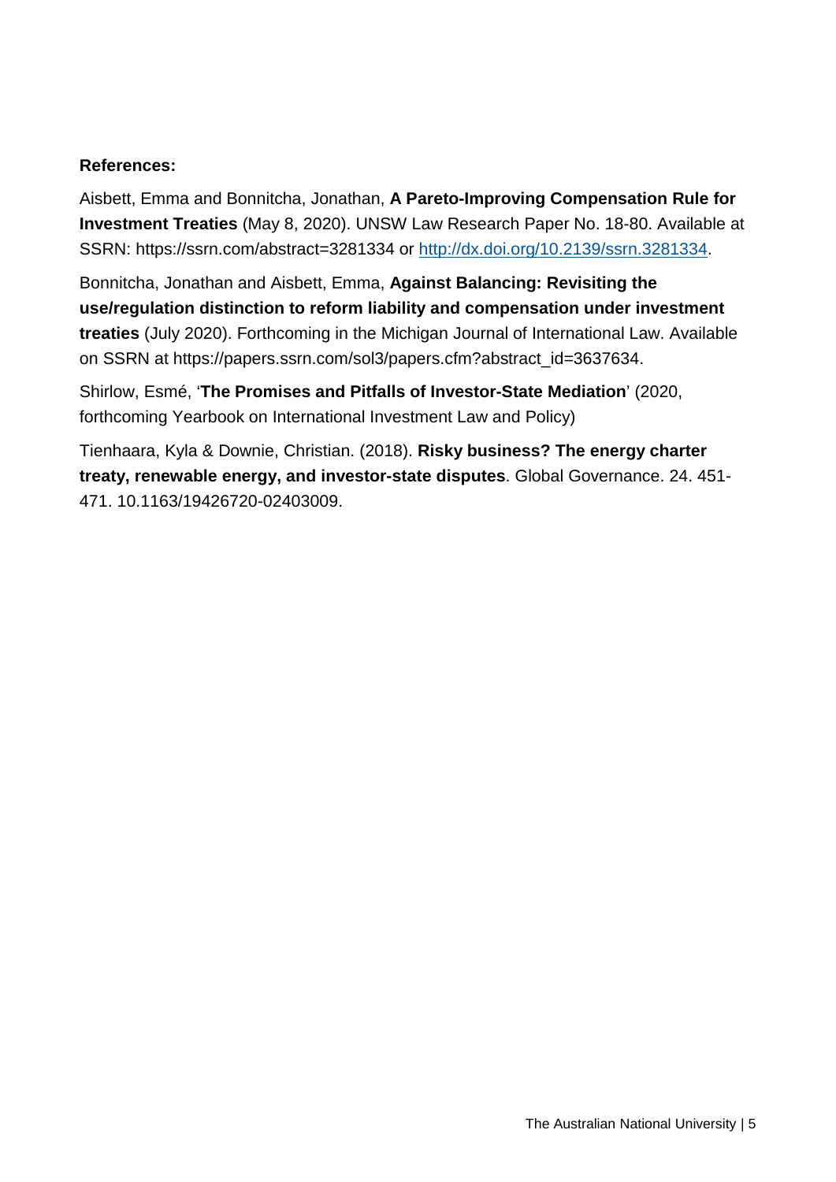**References:**

Aisbett, Emma and Bonnitcha, Jonathan, **A Pareto-Improving Compensation Rule for Investment Treaties** (May 8, 2020). UNSW Law Research Paper No. 18-80. Available at SSRN: https://ssrn.com/abstract=3281334 or [http://dx.doi.org/10.2139/ssrn.3281334](http://dx.doi.org/10.2139/ssrn.3281334).

Bonnitcha, Jonathan and Aisbett, Emma, **Against Balancing: Revisiting the use/regulation distinction to reform liability and compensation under investment treaties** (July 2020). Forthcoming in the Michigan Journal of International Law. Available on SSRN at https://papers.ssrn.com/sol3/papers.cfm?abstract_id=3637634.

Shirlow, Esmé, '**The Promises and Pitfalls of Investor-State Mediation**' (2020, forthcoming Yearbook on International Investment Law and Policy)

Tienhaara, Kyla & Downie, Christian. (2018). **Risky business? The energy charter treaty, renewable energy, and investor-state disputes**. Global Governance. 24. 451-471. 10.1163/19426720-02403009.